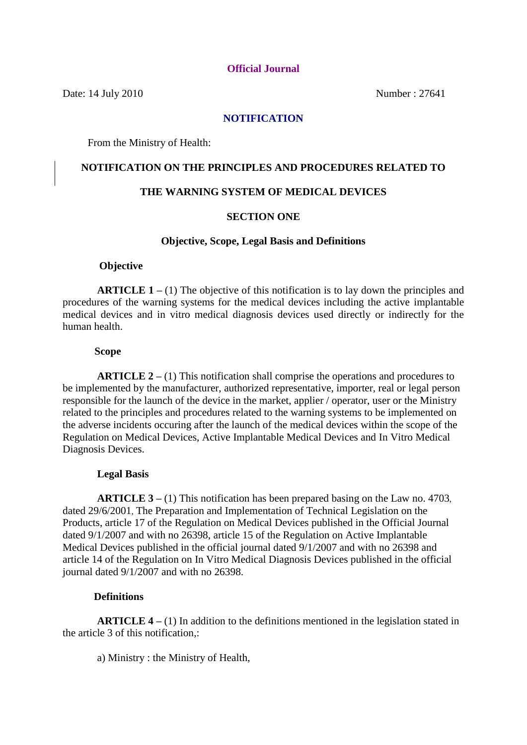**Official Journal**

Date: 14 July 2010 Number : 27641

**NOTIFICATION**

From the Ministry of Health:

# NOTIFICATION ON THE PRINCIPLES AND PROCEDURES RELATED TO THE WARNING SYSTEM OF MEDICAL DEVICES

## SECTION ONE

## Objective, Scope, Legal Basis and Definitions

### Objective

**ARTICLE 1 –** (1) The objective of this notification is to lay down the principles and procedures of the warning systems for the medical devices including the active implantable medical devices and in vitro medical diagnosis devices used directly or indirectly for the human health.

### Scope

**ARTICLE 2 –** (1) This notification shall comprise the operations and procedures to be implemented by the manufacturer, authorized representative, importer, real or legal person responsible for the launch of the device in the market, applier / operator, user or the Ministry related to the principles and procedures related to the warning systems to be implemented on the adverse incidents occuring after the launch of the medical devices within the scope of the Regulation on Medical Devices, Active Implantable Medical Devices and In Vitro Medical Diagnosis Devices.

### Legal Basis

**ARTICLE 3 –** (1) This notification has been prepared basing on the Law no. 4703, dated 29/6/2001, The Preparation and Implementation of Technical Legislation on the Products, article 17 of the Regulation on Medical Devices published in the Official Journal dated 9/1/2007 and with no 26398, article 15 of the Regulation on Active Implantable Medical Devices published in the official journal dated 9/1/2007 and with no 26398 and article 14 of the Regulation on In Vitro Medical Diagnosis Devices published in the official journal dated 9/1/2007 and with no 26398.

### Definitions

**ARTICLE 4 –** (1) In addition to the definitions mentioned in the legislation stated in the article 3 of this notification,:

a) Ministry : the Ministry of Health,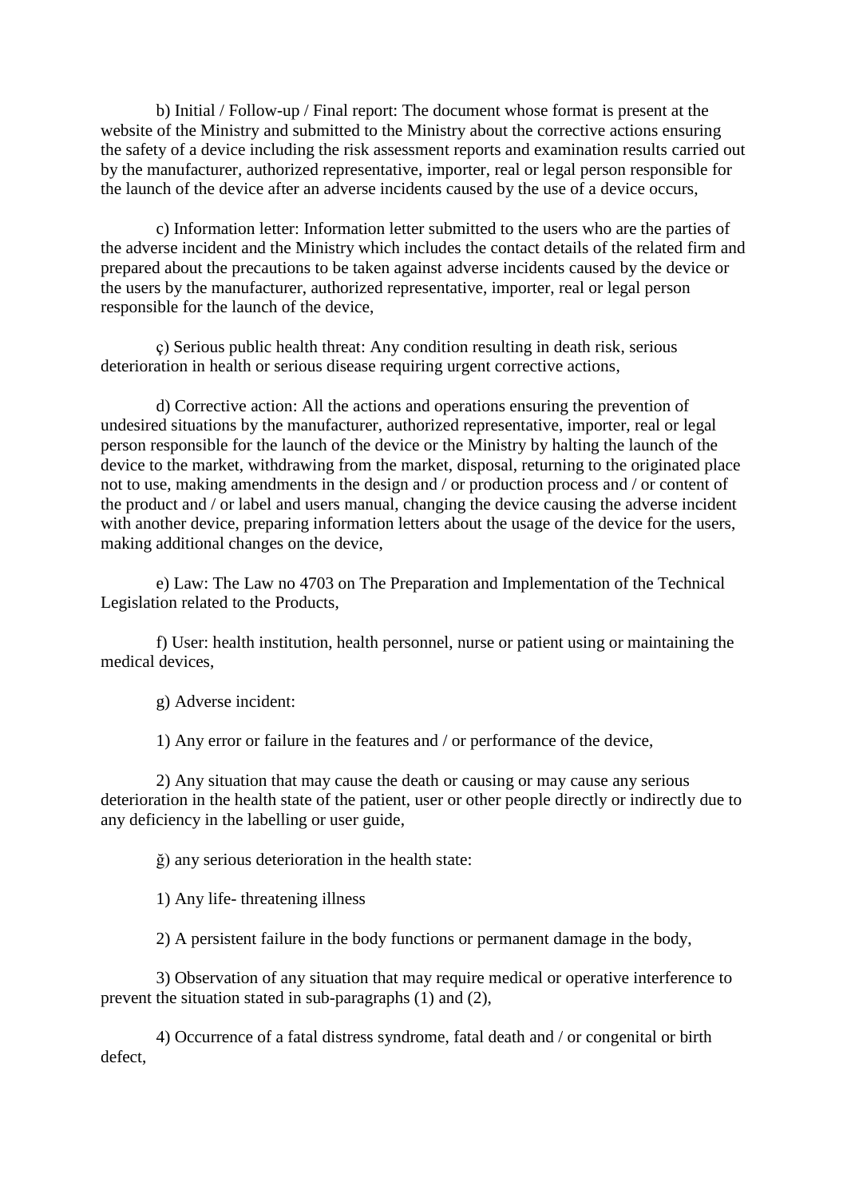b) Initial / Follow-up / Final report: The document whose format is present at the website of the Ministry and submitted to the Ministry about the corrective actions ensuring the safety of a device including the risk assessment reports and examination results carried out by the manufacturer, authorized representative, importer, real or legal person responsible for the launch of the device after an adverse incidents caused by the use of a device occurs,

c) Information letter: Information letter submitted to the users who are the parties of the adverse incident and the Ministry which includes the contact details of the related firm and prepared about the precautions to be taken against adverse incidents caused by the device or the users by the manufacturer, authorized representative, importer, real or legal person responsible for the launch of the device,

ç) Serious public health threat: Any condition resulting in death risk, serious deterioration in health or serious disease requiring urgent corrective actions,

d) Corrective action: All the actions and operations ensuring the prevention of undesired situations by the manufacturer, authorized representative, importer, real or legal person responsible for the launch of the device or the Ministry by halting the launch of the device to the market, withdrawing from the market, disposal, returning to the originated place not to use, making amendments in the design and / or production process and / or content of the product and / or label and users manual, changing the device causing the adverse incident with another device, preparing information letters about the usage of the device for the users, making additional changes on the device,

e) Law: The Law no 4703 on The Preparation and Implementation of the Technical Legislation related to the Products,

f) User: health institution, health personnel, nurse or patient using or maintaining the medical devices,

g) Adverse incident:

1) Any error or failure in the features and / or performance of the device,

2) Any situation that may cause the death or causing or may cause any serious deterioration in the health state of the patient, user or other people directly or indirectly due to any deficiency in the labelling or user guide,

ğ) any serious deterioration in the health state:

1) Any life- threatening illness

2) A persistent failure in the body functions or permanent damage in the body,

3) Observation of any situation that may require medical or operative interference to prevent the situation stated in sub-paragraphs (1) and (2),

4) Occurrence of a fatal distress syndrome, fatal death and / or congenital or birth defect,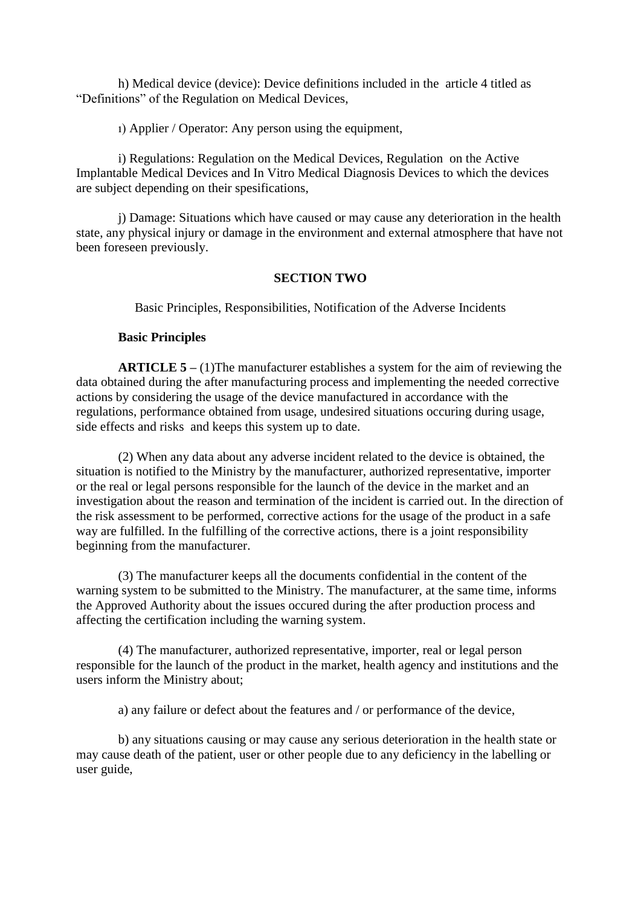h) Medical device (device): Device definitions included in the article 4 titled as "Definitions" of the Regulation on Medical Devices,

ı) Applier / Operator: Any person using the equipment,

i) Regulations: Regulation on the Medical Devices, Regulation on the Active Implantable Medical Devices and In Vitro Medical Diagnosis Devices to which the devices are subject depending on their spesifications,

j) Damage: Situations which have caused or may cause any deterioration in the health state, any physical injury or damage in the environment and external atmosphere that have not been foreseen previously.

## SECTION TWO

Basic Principles, Responsibilities, Notification of the Adverse Incidents

### Basic Principles

**ARTICLE 5 –** (1)The manufacturer establishes a system for the aim of reviewing the data obtained during the after manufacturing process and implementing the needed corrective actions by considering the usage of the device manufactured in accordance with the regulations, performance obtained from usage, undesired situations occuring during usage, side effects and risks and keeps this system up to date.

(2) When any data about any adverse incident related to the device is obtained, the situation is notified to the Ministry by the manufacturer, authorized representative, importer or the real or legal persons responsible for the launch of the device in the market and an investigation about the reason and termination of the incident is carried out. In the direction of the risk assessment to be performed, corrective actions for the usage of the product in a safe way are fulfilled. In the fulfilling of the corrective actions, there is a joint responsibility beginning from the manufacturer.

(3) The manufacturer keeps all the documents confidential in the content of the warning system to be submitted to the Ministry. The manufacturer, at the same time, informs the Approved Authority about the issues occured during the after production process and affecting the certification including the warning system.

(4) The manufacturer, authorized representative, importer, real or legal person responsible for the launch of the product in the market, health agency and institutions and the users inform the Ministry about;

a) any failure or defect about the features and / or performance of the device,

b) any situations causing or may cause any serious deterioration in the health state or may cause death of the patient, user or other people due to any deficiency in the labelling or user guide,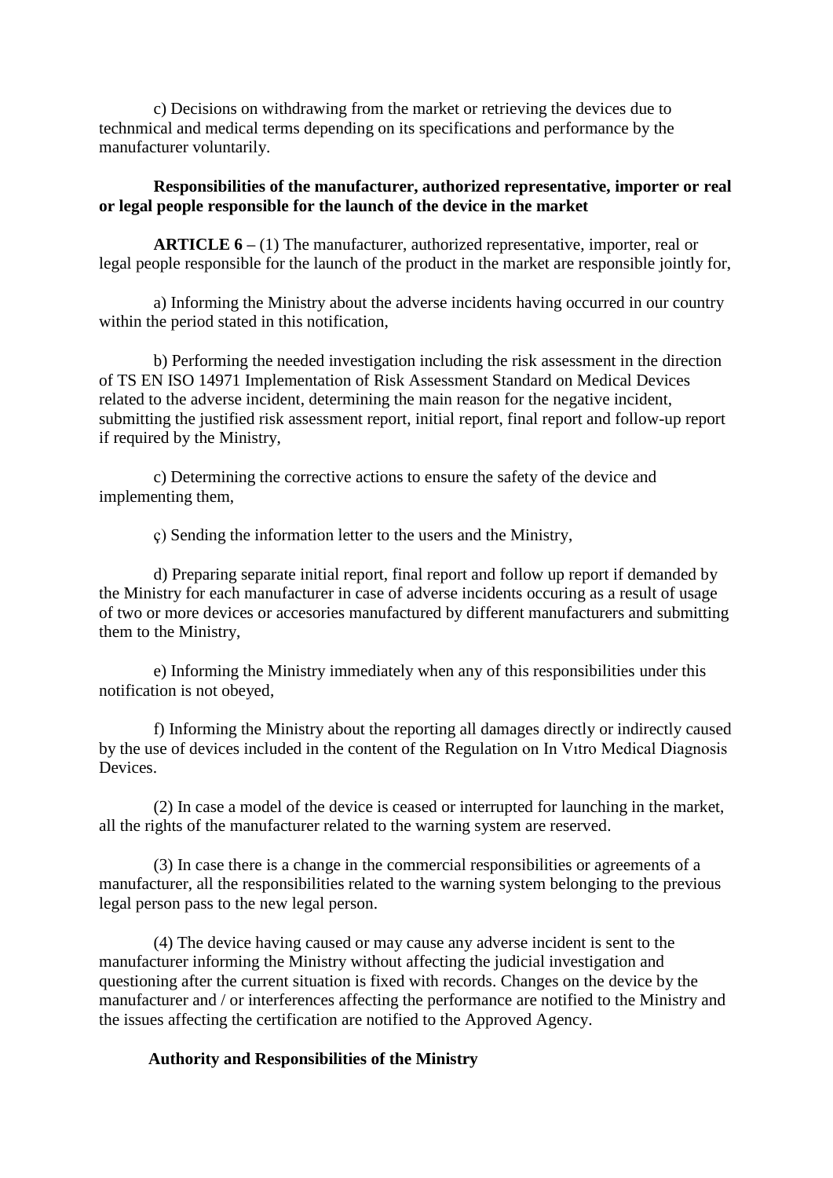c) Decisions on withdrawing from the market or retrieving the devices due to technmical and medical terms depending on its specifications and performance by the manufacturer voluntarily.

**Responsibilities of the manufacturer, authorized representative, importer or real or legal people responsible for the launch of the device in the market**

**ARTICLE 6 –** (1) The manufacturer, authorized representative, importer, real or legal people responsible for the launch of the product in the market are responsible jointly for,

a) Informing the Ministry about the adverse incidents having occurred in our country within the period stated in this notification,

b) Performing the needed investigation including the risk assessment in the direction of TS EN ISO 14971 Implementation of Risk Assessment Standard on Medical Devices related to the adverse incident, determining the main reason for the negative incident, submitting the justified risk assessment report, initial report, final report and follow-up report if required by the Ministry,

c) Determining the corrective actions to ensure the safety of the device and implementing them,

ç) Sending the information letter to the users and the Ministry,

d) Preparing separate initial report, final report and follow up report if demanded by the Ministry for each manufacturer in case of adverse incidents occuring as a result of usage of two or more devices or accesories manufactured by different manufacturers and submitting them to the Ministry,

e) Informing the Ministry immediately when any of this responsibilities under this notification is not obeyed,

f) Informing the Ministry about the reporting all damages directly or indirectly caused by the use of devices included in the content of the Regulation on In Vıtro Medical Diagnosis Devices.

(2) In case a model of the device is ceased or interrupted for launching in the market, all the rights of the manufacturer related to the warning system are reserved.

(3) In case there is a change in the commercial responsibilities or agreements of a manufacturer, all the responsibilities related to the warning system belonging to the previous legal person pass to the new legal person.

(4) The device having caused or may cause any adverse incident is sent to the manufacturer informing the Ministry without affecting the judicial investigation and questioning after the current situation is fixed with records. Changes on the device by the manufacturer and / or interferences affecting the performance are notified to the Ministry and the issues affecting the certification are notified to the Approved Agency.

**Authority and Responsibilities of the Ministry**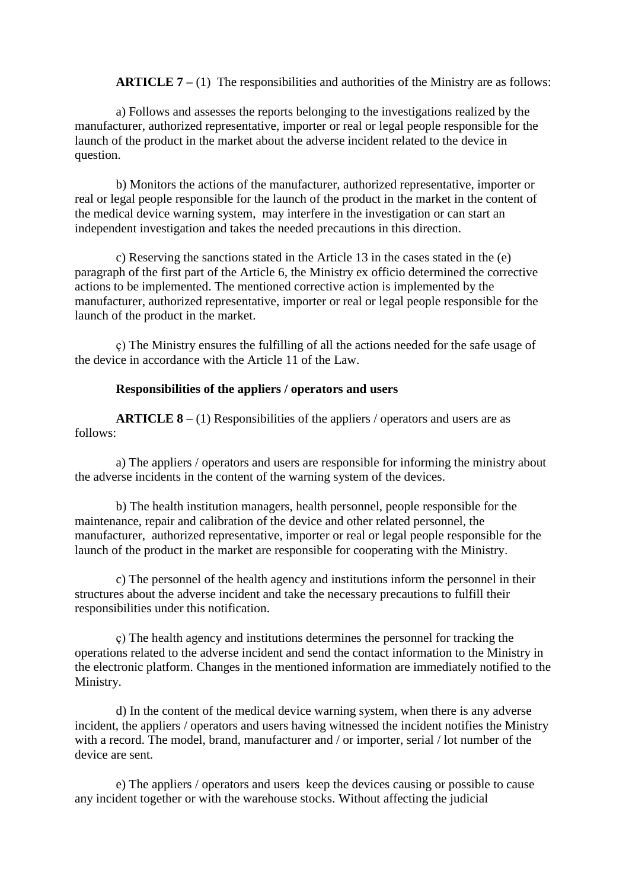**ARTICLE 7 –** (1) The responsibilities and authorities of the Ministry are as follows:

a) Follows and assesses the reports belonging to the investigations realized by the manufacturer, authorized representative, importer or real or legal people responsible for the launch of the product in the market about the adverse incident related to the device in question.

b) Monitors the actions of the manufacturer, authorized representative, importer or real or legal people responsible for the launch of the product in the market in the content of the medical device warning system, may interfere in the investigation or can start an independent investigation and takes the needed precautions in this direction.

c) Reserving the sanctions stated in the Article 13 in the cases stated in the (e) paragraph of the first part of the Article 6, the Ministry ex officio determined the corrective actions to be implemented. The mentioned corrective action is implemented by the manufacturer, authorized representative, importer or real or legal people responsible for the launch of the product in the market.

ç) The Ministry ensures the fulfilling of all the actions needed for the safe usage of the device in accordance with the Article 11 of the Law.

**Responsibilities of the appliers / operators and users**

**ARTICLE 8 –** (1) Responsibilities of the appliers / operators and users are as follows:

a) The appliers / operators and users are responsible for informing the ministry about the adverse incidents in the content of the warning system of the devices.

b) The health institution managers, health personnel, people responsible for the maintenance, repair and calibration of the device and other related personnel, the manufacturer, authorized representative, importer or real or legal people responsible for the launch of the product in the market are responsible for cooperating with the Ministry.

c) The personnel of the health agency and institutions inform the personnel in their structures about the adverse incident and take the necessary precautions to fulfill their responsibilities under this notification.

ç) The health agency and institutions determines the personnel for tracking the operations related to the adverse incident and send the contact information to the Ministry in the electronic platform. Changes in the mentioned information are immediately notified to the Ministry.

d) In the content of the medical device warning system, when there is any adverse incident, the appliers / operators and users having witnessed the incident notifies the Ministry with a record. The model, brand, manufacturer and / or importer, serial / lot number of the device are sent.

e) The appliers / operators and users keep the devices causing or possible to cause any incident together or with the warehouse stocks. Without affecting the judicial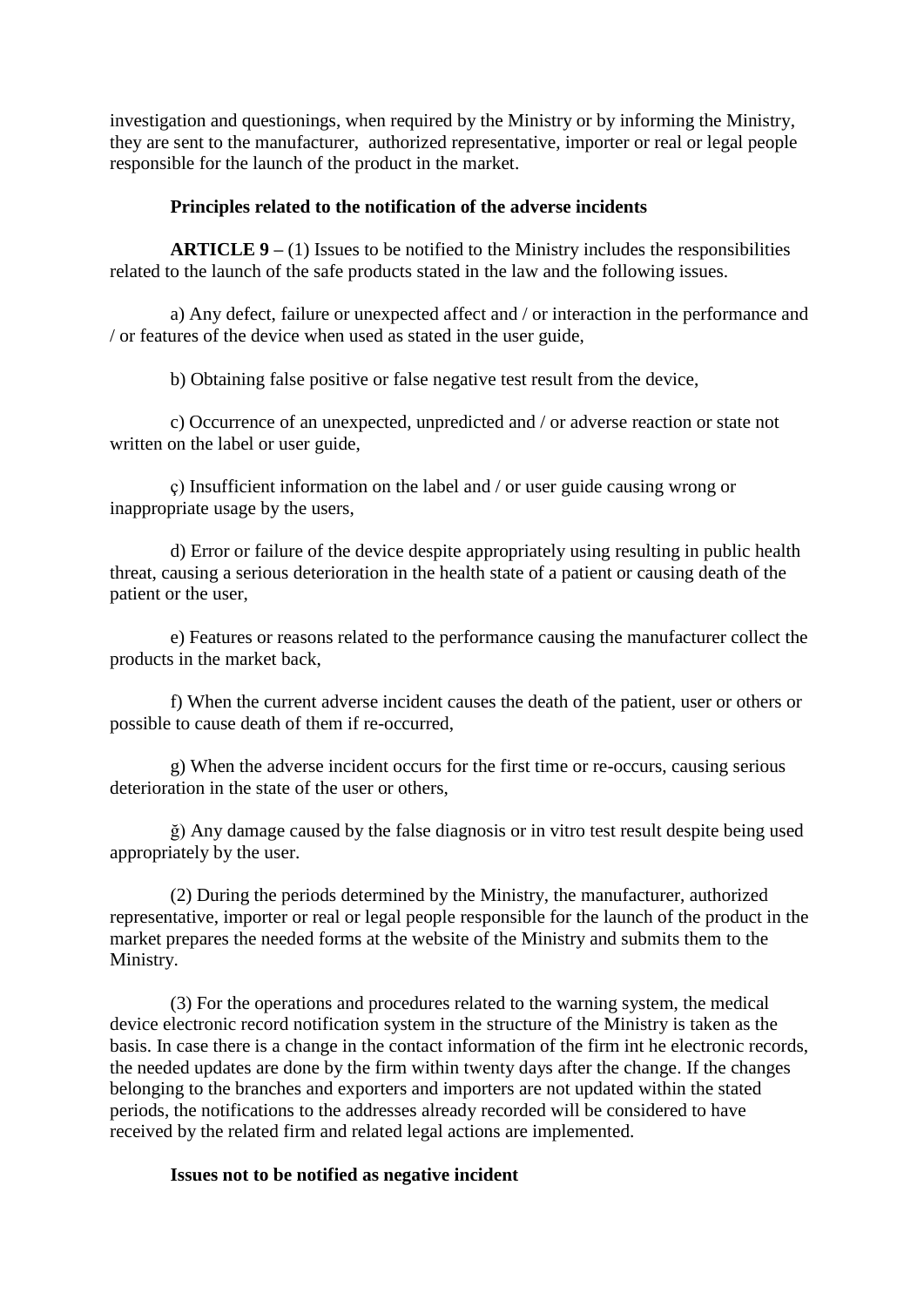investigation and questionings, when required by the Ministry or by informing the Ministry, they are sent to the manufacturer, authorized representative, importer or real or legal people responsible for the launch of the product in the market.

**Principles related to the notification of the adverse incidents**

**ARTICLE 9 –** (1) Issues to be notified to the Ministry includes the responsibilities related to the launch of the safe products stated in the law and the following issues.

a) Any defect, failure or unexpected affect and / or interaction in the performance and / or features of the device when used as stated in the user guide,

b) Obtaining false positive or false negative test result from the device,

c) Occurrence of an unexpected, unpredicted and / or adverse reaction or state not written on the label or user guide,

ç) Insufficient information on the label and / or user guide causing wrong or inappropriate usage by the users,

d) Error or failure of the device despite appropriately using resulting in public health threat, causing a serious deterioration in the health state of a patient or causing death of the patient or the user,

e) Features or reasons related to the performance causing the manufacturer collect the products in the market back,

f) When the current adverse incident causes the death of the patient, user or others or possible to cause death of them if re-occurred,

g) When the adverse incident occurs for the first time or re-occurs, causing serious deterioration in the state of the user or others,

ğ) Any damage caused by the false diagnosis or in vitro test result despite being used appropriately by the user.

(2) During the periods determined by the Ministry, the manufacturer, authorized representative, importer or real or legal people responsible for the launch of the product in the market prepares the needed forms at the website of the Ministry and submits them to the Ministry.

(3) For the operations and procedures related to the warning system, the medical device electronic record notification system in the structure of the Ministry is taken as the basis. In case there is a change in the contact information of the firm int he electronic records, the needed updates are done by the firm within twenty days after the change. If the changes belonging to the branches and exporters and importers are not updated within the stated periods, the notifications to the addresses already recorded will be considered to have received by the related firm and related legal actions are implemented.

**Issues not to be notified as negative incident**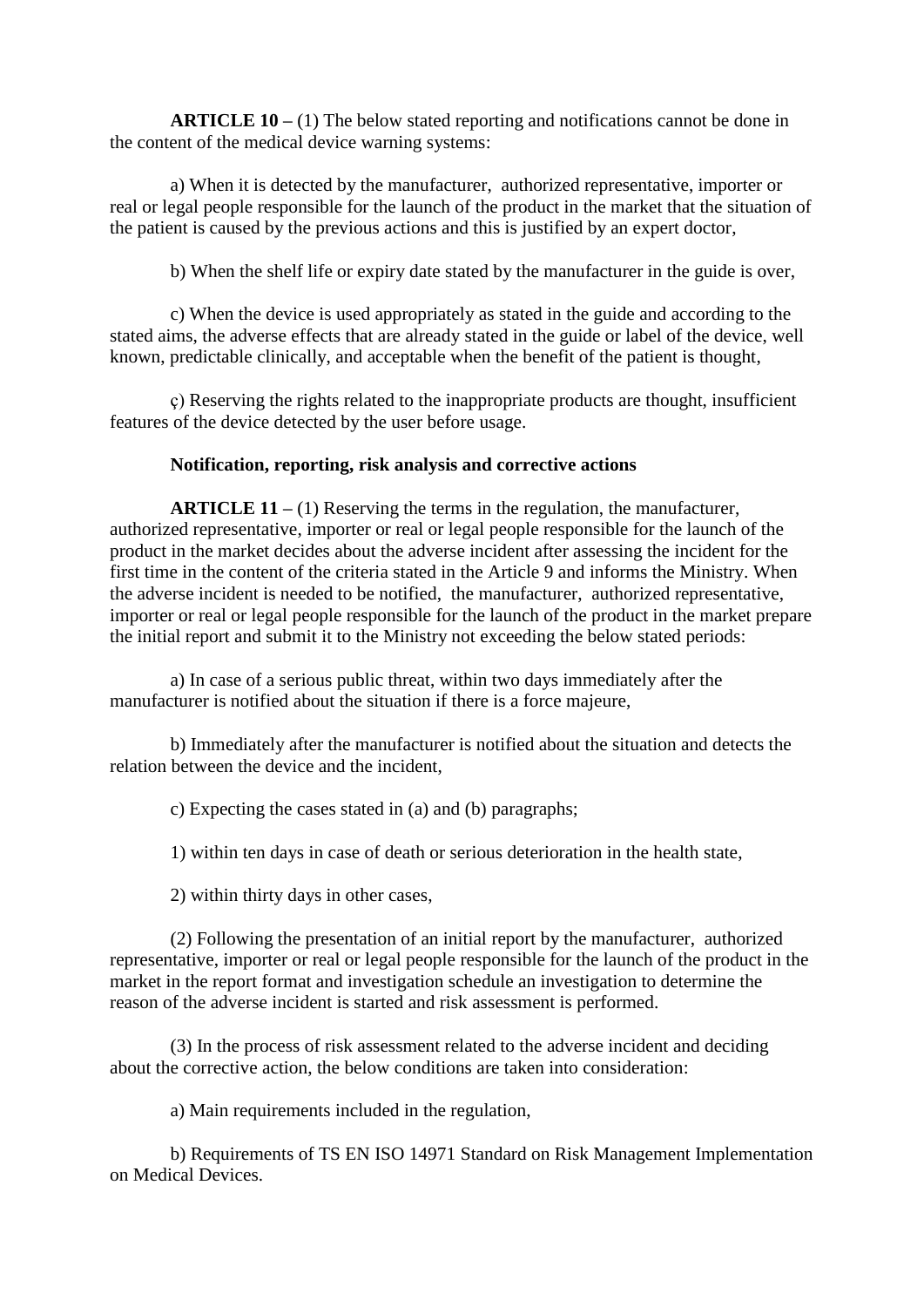**ARTICLE 10 –** (1) The below stated reporting and notifications cannot be done in the content of the medical device warning systems:

a) When it is detected by the manufacturer, authorized representative, importer or real or legal people responsible for the launch of the product in the market that the situation of the patient is caused by the previous actions and this is justified by an expert doctor,

b) When the shelf life or expiry date stated by the manufacturer in the guide is over,

c) When the device is used appropriately as stated in the guide and according to the stated aims, the adverse effects that are already stated in the guide or label of the device, well known, predictable clinically, and acceptable when the benefit of the patient is thought,

ç) Reserving the rights related to the inappropriate products are thought, insufficient features of the device detected by the user before usage.

**Notification, reporting, risk analysis and corrective actions**

**ARTICLE 11 –** (1) Reserving the terms in the regulation, the manufacturer, authorized representative, importer or real or legal people responsible for the launch of the product in the market decides about the adverse incident after assessing the incident for the first time in the content of the criteria stated in the Article 9 and informs the Ministry. When the adverse incident is needed to be notified, the manufacturer, authorized representative, importer or real or legal people responsible for the launch of the product in the market prepare the initial report and submit it to the Ministry not exceeding the below stated periods:

a) In case of a serious public threat, within two days immediately after the manufacturer is notified about the situation if there is a force majeure,

b) Immediately after the manufacturer is notified about the situation and detects the relation between the device and the incident,

c) Expecting the cases stated in (a) and (b) paragraphs;

1) within ten days in case of death or serious deterioration in the health state,

2) within thirty days in other cases,

(2) Following the presentation of an initial report by the manufacturer, authorized representative, importer or real or legal people responsible for the launch of the product in the market in the report format and investigation schedule an investigation to determine the reason of the adverse incident is started and risk assessment is performed.

(3) In the process of risk assessment related to the adverse incident and deciding about the corrective action, the below conditions are taken into consideration:

a) Main requirements included in the regulation,

b) Requirements of TS EN ISO 14971 Standard on Risk Management Implementation on Medical Devices.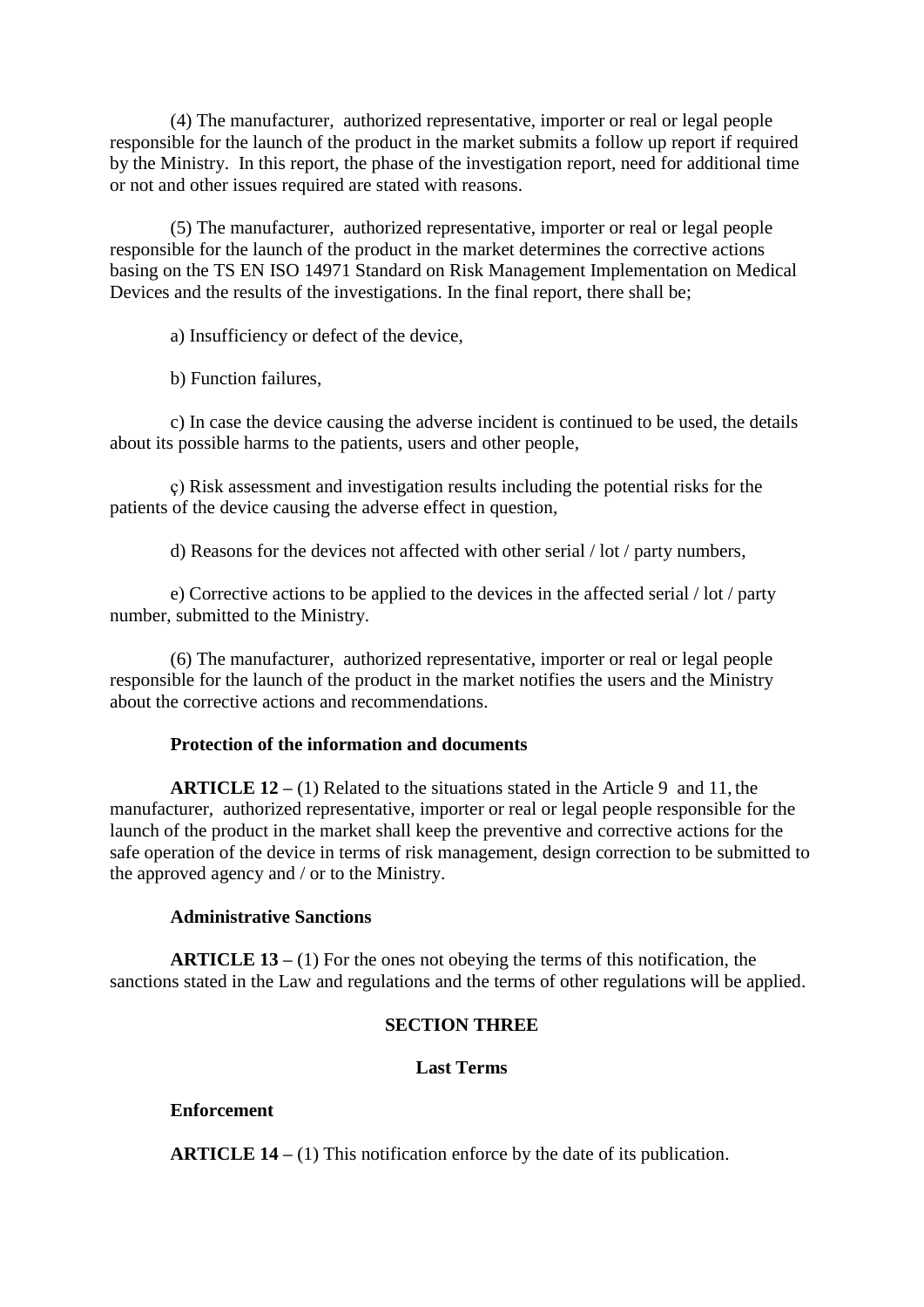(4) The manufacturer, authorized representative, importer or real or legal people responsible for the launch of the product in the market submits a follow up report if required by the Ministry. In this report, the phase of the investigation report, need for additional time or not and other issues required are stated with reasons.

(5) The manufacturer, authorized representative, importer or real or legal people responsible for the launch of the product in the market determines the corrective actions basing on the TS EN ISO 14971 Standard on Risk Management Implementation on Medical Devices and the results of the investigations. In the final report, there shall be;

a) Insufficiency or defect of the device,

b) Function failures,

c) In case the device causing the adverse incident is continued to be used, the details about its possible harms to the patients, users and other people,

ç) Risk assessment and investigation results including the potential risks for the patients of the device causing the adverse effect in question,

d) Reasons for the devices not affected with other serial / lot / party numbers,

e) Corrective actions to be applied to the devices in the affected serial / lot / party number, submitted to the Ministry.

(6) The manufacturer, authorized representative, importer or real or legal people responsible for the launch of the product in the market notifies the users and the Ministry about the corrective actions and recommendations.

**Protection of the information and documents**

**ARTICLE 12 –** (1) Related to the situations stated in the Article 9 and 11, the manufacturer, authorized representative, importer or real or legal people responsible for the launch of the product in the market shall keep the preventive and corrective actions for the safe operation of the device in terms of risk management, design correction to be submitted to the approved agency and / or to the Ministry.

**Administrative Sanctions**

**ARTICLE 13 –** (1) For the ones not obeying the terms of this notification, the sanctions stated in the Law and regulations and the terms of other regulations will be applied.

## SECTION THREE

### Last Terms

**Enforcement**

**ARTICLE 14 –** (1) This notification enforce by the date of its publication.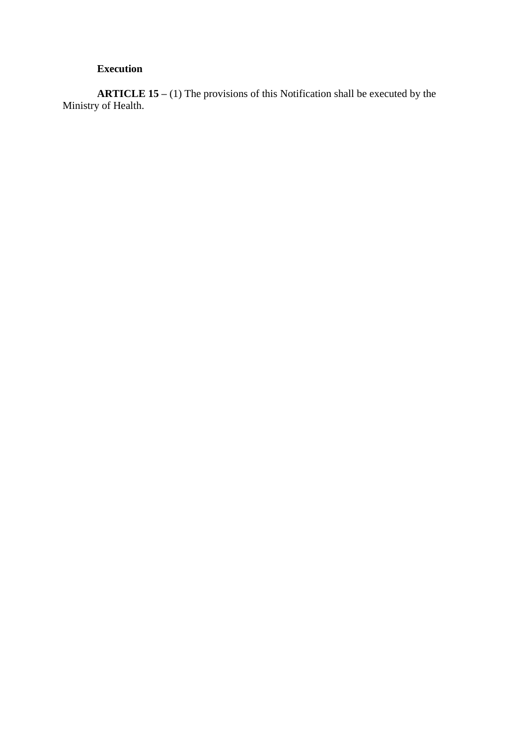**Execution**

**ARTICLE 15 –** (1) The provisions of this Notification shall be executed by the Ministry of Health.